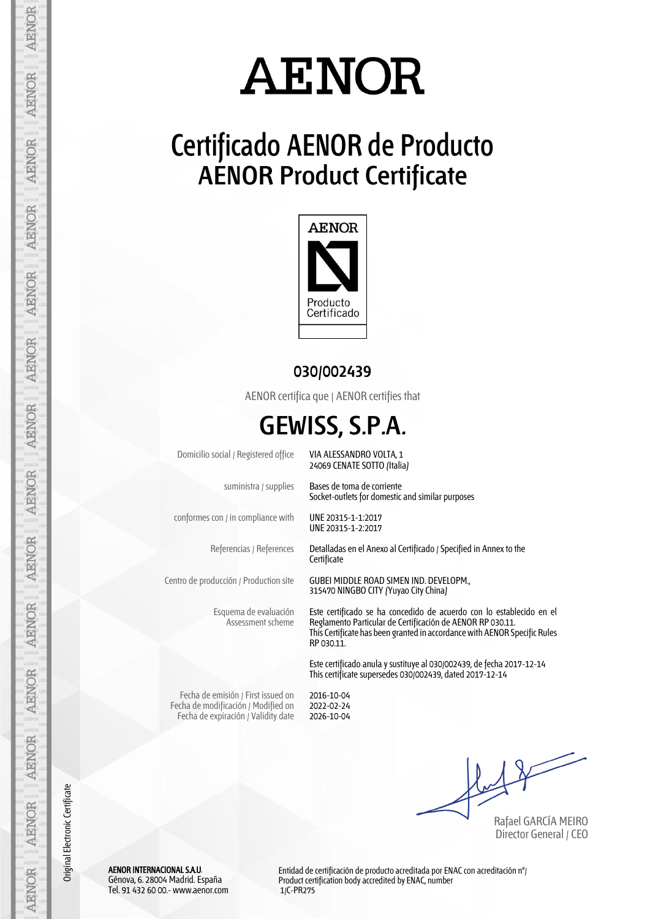# AENOR

## Certificado AENOR de Producto
## AENOR Product Certificate

AENOR

Producto Certificado

**030/002439**

AENOR certifica que | AENOR certifies that

# GEWISS, S.P.A.

| | |
|---|---|
| Domicilio social / Registered office | VIA ALESSANDRO VOLTA, 1<br>24069 CENATE SOTTO (Italia) |
| suministra / supplies | Bases de toma de corriente<br>Socket-outlets for domestic and similar purposes |
| conformes con / in compliance with | UNE 20315-1-1:2017<br>UNE 20315-1-2:2017 |
| Referencias / References | Detalladas en el Anexo al Certificado / Specified in Annex to the Certificate |
| Centro de producción / Production site | GUBEI MIDDLE ROAD SIMEN IND. DEVELOPM.,<br>315470 NINGBO CITY (Yuyao City China) |
| Esquema de evaluación<br>Assessment scheme | Este certificado se ha concedido de acuerdo con lo establecido en el Reglamento Particular de Certificación de AENOR RP 030.11.<br>This Certificate has been granted in accordance with AENOR Specific Rules RP 030.11. |

Este certificado anula y sustituye al 030/002439, de fecha 2017-12-14
This certificate supersedes 030/002439, dated 2017-12-14

| | |
|---|---|
| Fecha de emisión / First issued on | 2016-10-04 |
| Fecha de modificación / Modified on | 2022-02-24 |
| Fecha de expiración / Validity date | 2026-10-04 |

Rafael GARCÍA MEIRO
Director General / CEO

Original Electronic Certificate

**AENOR INTERNACIONAL S.A.U.**
Génova, 6. 28004 Madrid. España
Tel. 91 432 60 00.- www.aenor.com

Entidad de certificación de producto acreditada por ENAC con acreditación nº/
Product certification body accredited by ENAC, number
1/C-PR275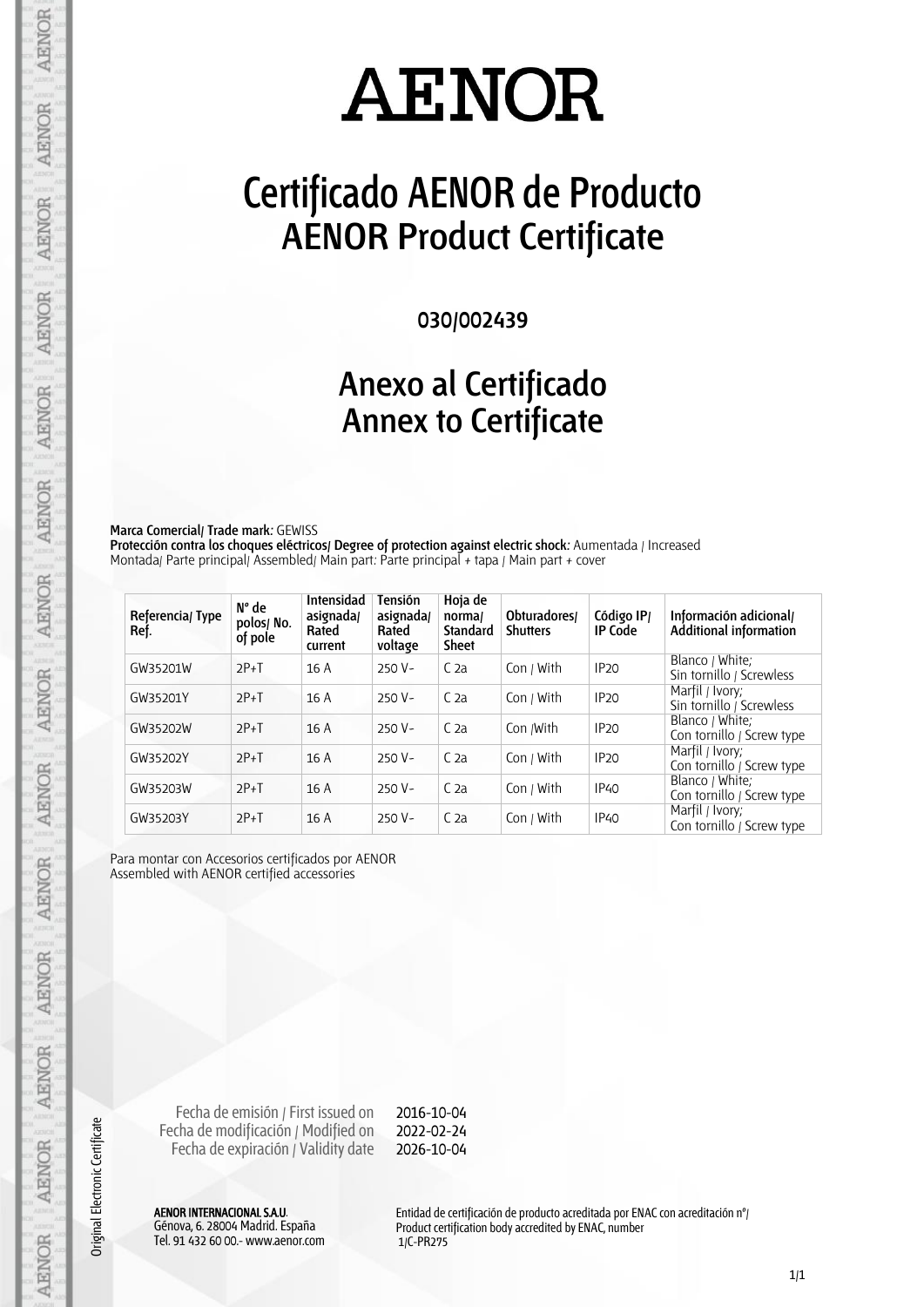# AENOR

# Certificado AENOR de Producto
# AENOR Product Certificate

030/002439

## Anexo al Certificado
## Annex to Certificate

**Marca Comercial/ Trade mark:** GEWISS
**Protección contra los choques eléctricos/ Degree of protection against electric shock:** Aumentada | Increased
Montada/ Parte principal/ Assembled/ Main part: Parte principal + tapa | Main part + cover

| Referencia/ Type Ref. | Nº de polos/ No. of pole | Intensidad asignada/ Rated current | Tensión asignada/ Rated voltage | Hoja de norma/ Standard Sheet | Obturadores/ Shutters | Código IP/ IP Code | Información adicional/ Additional information |
|---|---|---|---|---|---|---|---|
| GW35201W | 2P+T | 16 A | 250 V~ | C 2a | Con \| With | IP20 | Blanco \| White; Sin tornillo \| Screwless |
| GW35201Y | 2P+T | 16 A | 250 V~ | C 2a | Con \| With | IP20 | Marfil \| Ivory; Sin tornillo \| Screwless |
| GW35202W | 2P+T | 16 A | 250 V~ | C 2a | Con \|With | IP20 | Blanco \| White; Con tornillo \| Screw type |
| GW35202Y | 2P+T | 16 A | 250 V~ | C 2a | Con \| With | IP20 | Marfil \| Ivory; Con tornillo \| Screw type |
| GW35203W | 2P+T | 16 A | 250 V~ | C 2a | Con \| With | IP40 | Blanco \| White; Con tornillo \| Screw type |
| GW35203Y | 2P+T | 16 A | 250 V~ | C 2a | Con \| With | IP40 | Marfil \| Ivory; Con tornillo \| Screw type |

Para montar con Accesorios certificados por AENOR
Assembled with AENOR certified accessories

Fecha de emisión | First issued on 2016-10-04
Fecha de modificación | Modified on 2022-02-24
Fecha de expiración | Validity date 2026-10-04

Original Electronic Certificate

**AENOR INTERNACIONAL S.A.U.**
Génova, 6. 28004 Madrid. España
Tel. 91 432 60 00.- www.aenor.com

Entidad de certificación de producto acreditada por ENAC con acreditación nº/ Product certification body accredited by ENAC, number 1/C-PR275